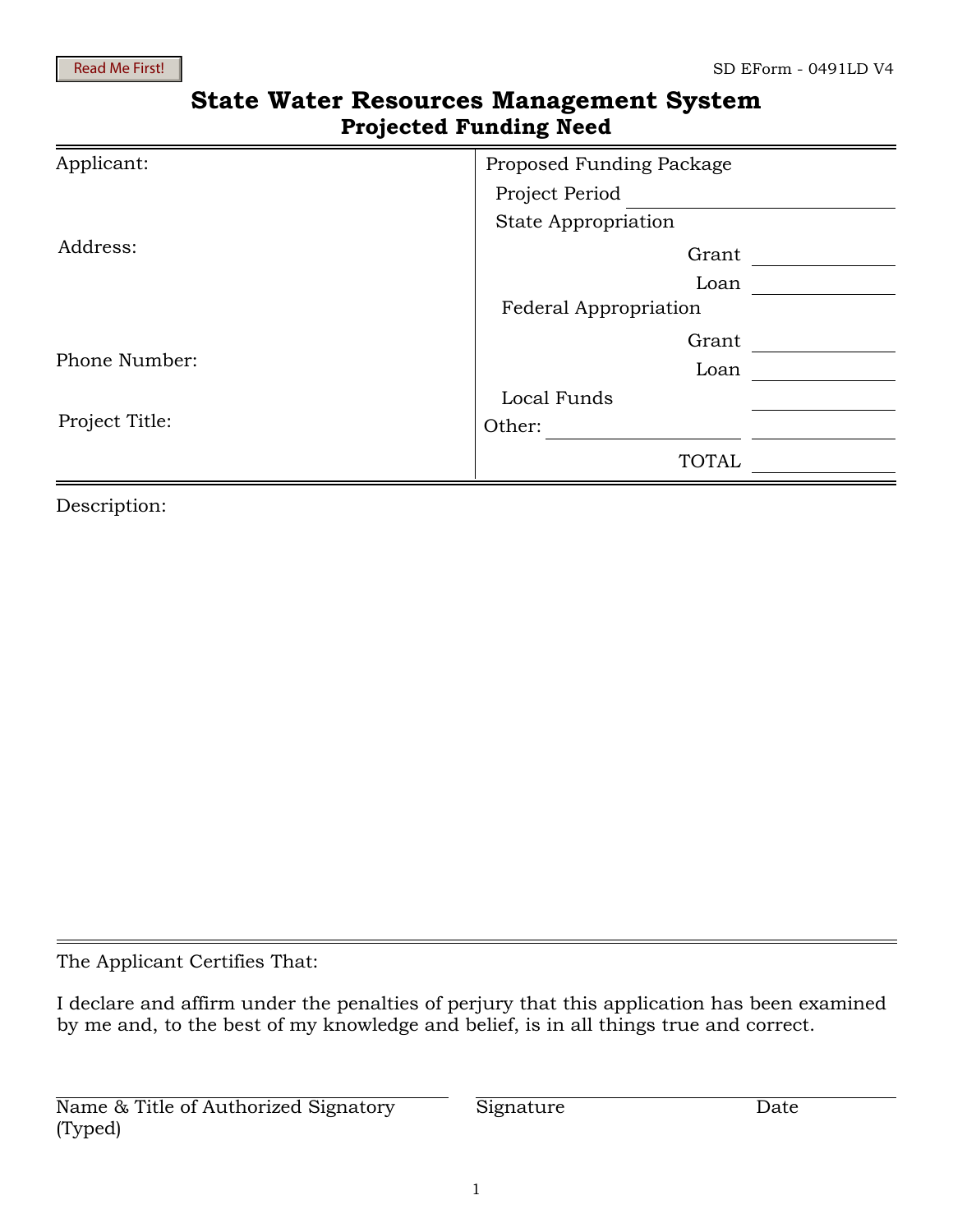Read Me First!

SD EForm - 0491LD V4

# State Water Resources Management System

## Projected Funding Need

| Applicant: | Proposed Funding Package | |
|---|---|---|
| | Project Period | |
| | State Appropriation | |
| Address: | Grant | |
| | Loan | |
| | Federal Appropriation | |
| | Grant | |
| Phone Number: | Loan | |
| | Local Funds | |
| Project Title: | Other: | |
| | TOTAL | |

Description:

The Applicant Certifies That:

I declare and affirm under the penalties of perjury that this application has been examined by me and, to the best of my knowledge and belief, is in all things true and correct.

| Name & Title of Authorized Signatory (Typed) | Signature | Date |
|---|---|---|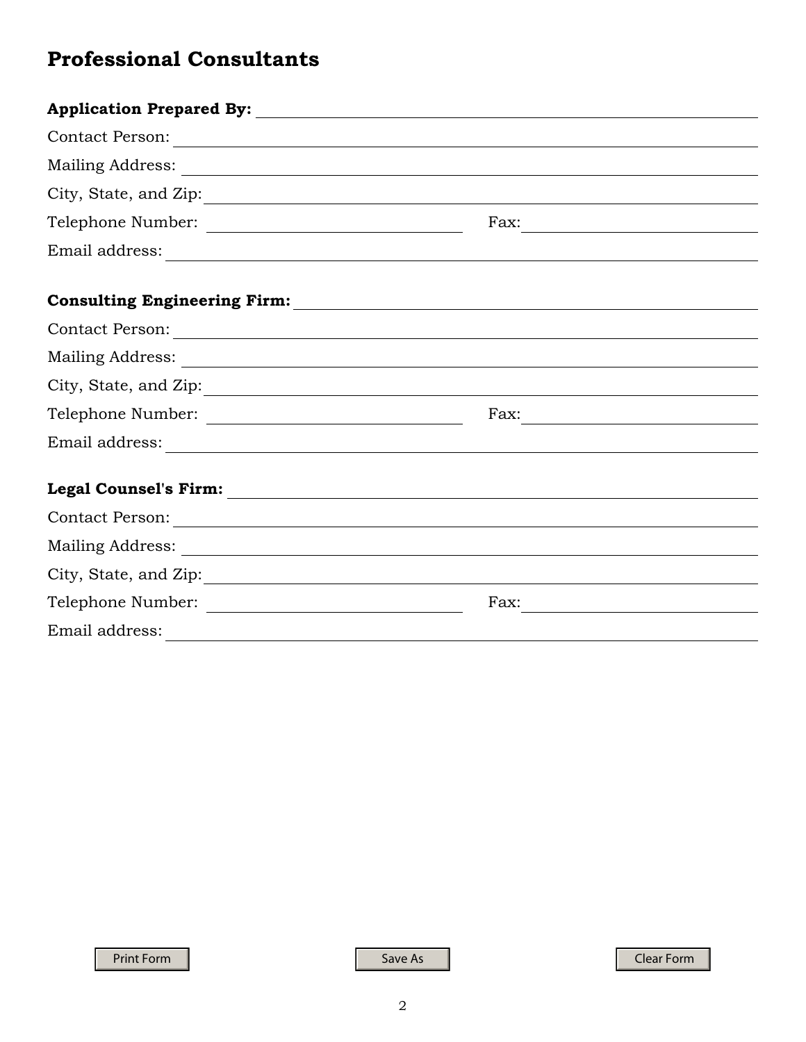# Professional Consultants

**Application Prepared By:** ______________________________

Contact Person: ______________________________

Mailing Address: ______________________________

City, State, and Zip: ______________________________

Telephone Number: ______________________________ Fax: ______________________________

Email address: ______________________________

**Consulting Engineering Firm:** ______________________________

Contact Person: ______________________________

Mailing Address: ______________________________

City, State, and Zip: ______________________________

Telephone Number: ______________________________ Fax: ______________________________

Email address: ______________________________

**Legal Counsel's Firm:** ______________________________

Contact Person: ______________________________

Mailing Address: ______________________________

City, State, and Zip: ______________________________

Telephone Number: ______________________________ Fax: ______________________________

Email address: ______________________________

Print Form Save As Clear Form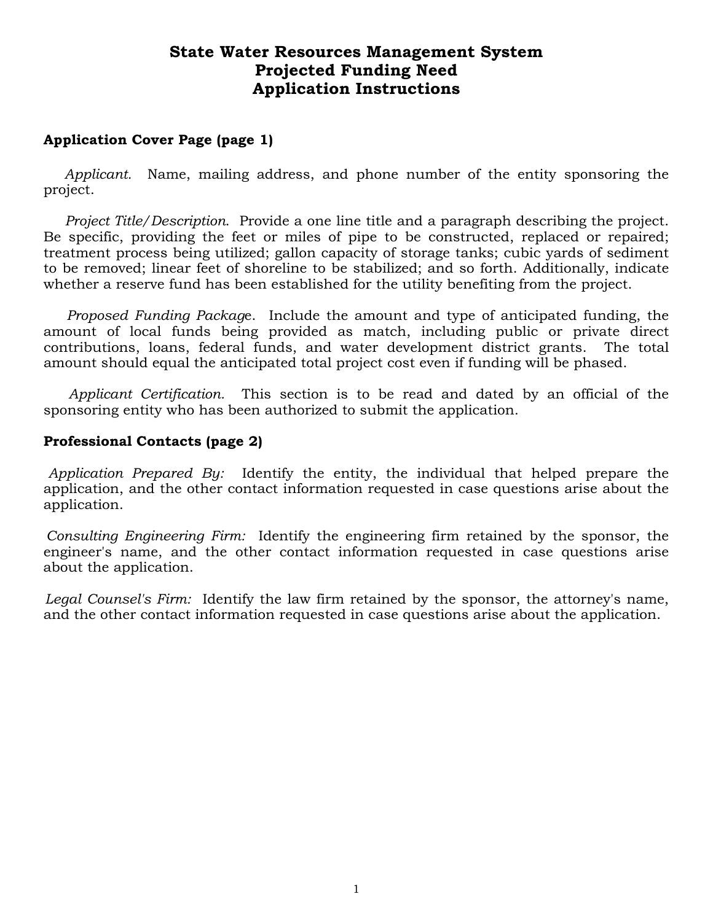# State Water Resources Management System
# Projected Funding Need
# Application Instructions

## Application Cover Page (page 1)

*Applicant.* Name, mailing address, and phone number of the entity sponsoring the project.

*Project Title/Description.* Provide a one line title and a paragraph describing the project. Be specific, providing the feet or miles of pipe to be constructed, replaced or repaired; treatment process being utilized; gallon capacity of storage tanks; cubic yards of sediment to be removed; linear feet of shoreline to be stabilized; and so forth. Additionally, indicate whether a reserve fund has been established for the utility benefiting from the project.

*Proposed Funding Package.* Include the amount and type of anticipated funding, the amount of local funds being provided as match, including public or private direct contributions, loans, federal funds, and water development district grants. The total amount should equal the anticipated total project cost even if funding will be phased.

*Applicant Certification.* This section is to be read and dated by an official of the sponsoring entity who has been authorized to submit the application.

## Professional Contacts (page 2)

*Application Prepared By:* Identify the entity, the individual that helped prepare the application, and the other contact information requested in case questions arise about the application.

*Consulting Engineering Firm:* Identify the engineering firm retained by the sponsor, the engineer's name, and the other contact information requested in case questions arise about the application.

*Legal Counsel's Firm:* Identify the law firm retained by the sponsor, the attorney's name, and the other contact information requested in case questions arise about the application.